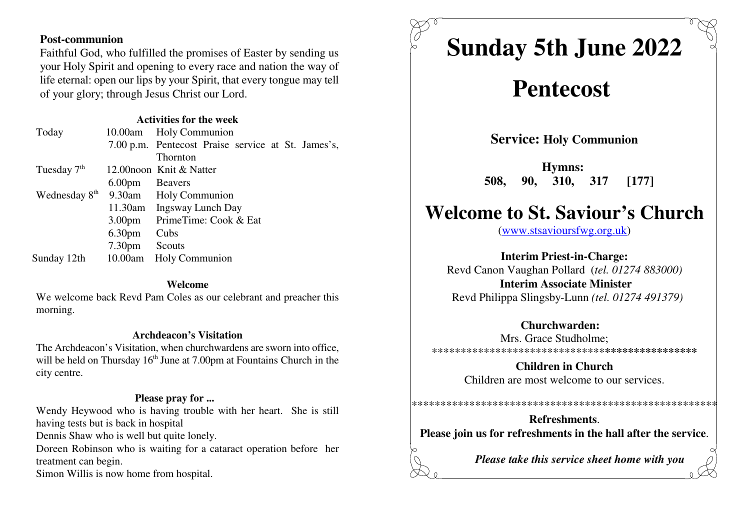**Post-communion**

Faithful God, who fulfilled the promises of Easter by sending us your Holy Spirit and opening to every race and nation the way of life eternal: open our lips by your Spirit, that every tongue may tell of your glory; through Jesus Christ our Lord.

**Activities for the week**

| | | |
|---|---|---|
| Today | 10.00am | Holy Communion |
| | 7.00 p.m. | Pentecost Praise service at St. James's, Thornton |
| Tuesday 7th | 12.00noon | Knit & Natter |
| | 6.00pm | Beavers |
| Wednesday 8th | 9.30am | Holy Communion |
| | 11.30am | Ingsway Lunch Day |
| | 3.00pm | PrimeTime: Cook & Eat |
| | 6.30pm | Cubs |
| | 7.30pm | Scouts |
| Sunday 12th | 10.00am | Holy Communion |

**Welcome**

We welcome back Revd Pam Coles as our celebrant and preacher this morning.

**Archdeacon's Visitation**

The Archdeacon's Visitation, when churchwardens are sworn into office, will be held on Thursday 16th June at 7.00pm at Fountains Church in the city centre.

**Please pray for ...**

Wendy Heywood who is having trouble with her heart. She is still having tests but is back in hospital

Dennis Shaw who is well but quite lonely.

Doreen Robinson who is waiting for a cataract operation before her treatment can begin.

Simon Willis is now home from hospital.

# Sunday 5th June 2022

# Pentecost

**Service: Holy Communion**

**Hymns:**
**508, 90, 310, 317 [177]**

# Welcome to St. Saviour's Church

(www.stsavioursfwg.org.uk)

**Interim Priest-in-Charge:**
Revd Canon Vaughan Pollard (*tel. 01274 883000)*
**Interim Associate Minister**
Revd Philippa Slingsby-Lunn *(tel. 01274 491379)*

**Churchwarden:**
Mrs. Grace Studholme;

*************************************************

**Children in Church**
Children are most welcome to our services.

*****************************************************

**Refreshments**.
**Please join us for refreshments in the hall after the service**.

***Please take this service sheet home with you***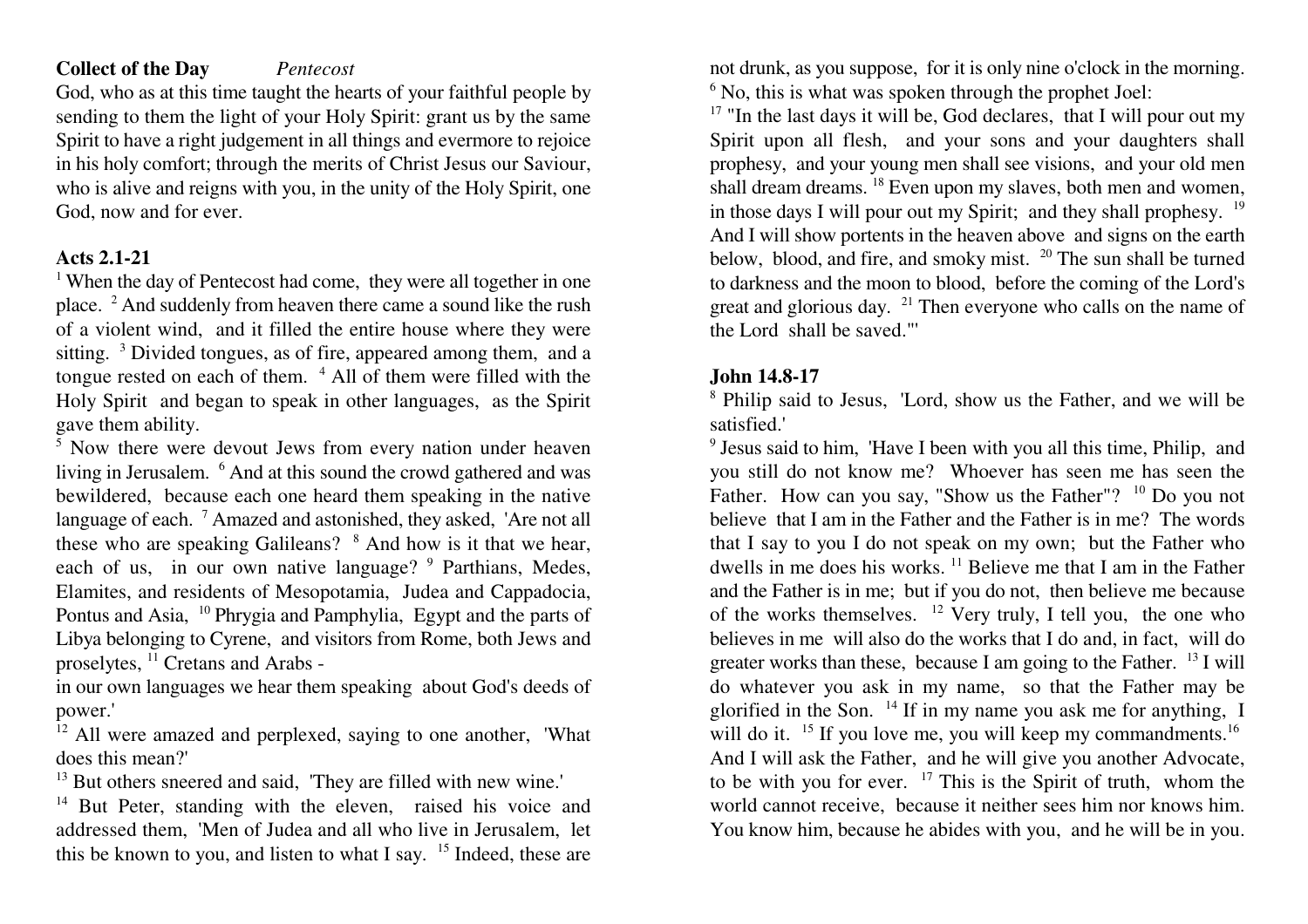**Collect of the Day** *Pentecost*

God, who as at this time taught the hearts of your faithful people by sending to them the light of your Holy Spirit: grant us by the same Spirit to have a right judgement in all things and evermore to rejoice in his holy comfort; through the merits of Christ Jesus our Saviour, who is alive and reigns with you, in the unity of the Holy Spirit, one God, now and for ever.

**Acts 2.1-21**

[1] When the day of Pentecost had come, they were all together in one place. [2] And suddenly from heaven there came a sound like the rush of a violent wind, and it filled the entire house where they were sitting. [3] Divided tongues, as of fire, appeared among them, and a tongue rested on each of them. [4] All of them were filled with the Holy Spirit and began to speak in other languages, as the Spirit gave them ability.

[5] Now there were devout Jews from every nation under heaven living in Jerusalem. [6] And at this sound the crowd gathered and was bewildered, because each one heard them speaking in the native language of each. [7] Amazed and astonished, they asked, 'Are not all these who are speaking Galileans? [8] And how is it that we hear, each of us, in our own native language? [9] Parthians, Medes, Elamites, and residents of Mesopotamia, Judea and Cappadocia, Pontus and Asia, [10] Phrygia and Pamphylia, Egypt and the parts of Libya belonging to Cyrene, and visitors from Rome, both Jews and proselytes, [11] Cretans and Arabs -

in our own languages we hear them speaking about God's deeds of power.'

[12] All were amazed and perplexed, saying to one another, 'What does this mean?'

[13] But others sneered and said, 'They are filled with new wine.'

[14] But Peter, standing with the eleven, raised his voice and addressed them, 'Men of Judea and all who live in Jerusalem, let this be known to you, and listen to what I say. [15] Indeed, these are not drunk, as you suppose, for it is only nine o'clock in the morning. [6] No, this is what was spoken through the prophet Joel:

[17] "In the last days it will be, God declares, that I will pour out my Spirit upon all flesh, and your sons and your daughters shall prophesy, and your young men shall see visions, and your old men shall dream dreams. [18] Even upon my slaves, both men and women, in those days I will pour out my Spirit; and they shall prophesy. [19] And I will show portents in the heaven above and signs on the earth below, blood, and fire, and smoky mist. [20] The sun shall be turned to darkness and the moon to blood, before the coming of the Lord's great and glorious day. [21] Then everyone who calls on the name of the Lord shall be saved."'

**John 14.8-17**

[8] Philip said to Jesus, 'Lord, show us the Father, and we will be satisfied.'

[9] Jesus said to him, 'Have I been with you all this time, Philip, and you still do not know me? Whoever has seen me has seen the Father. How can you say, "Show us the Father"? [10] Do you not believe that I am in the Father and the Father is in me? The words that I say to you I do not speak on my own; but the Father who dwells in me does his works. [11] Believe me that I am in the Father and the Father is in me; but if you do not, then believe me because of the works themselves. [12] Very truly, I tell you, the one who believes in me will also do the works that I do and, in fact, will do greater works than these, because I am going to the Father. [13] I will do whatever you ask in my name, so that the Father may be glorified in the Son. [14] If in my name you ask me for anything, I will do it. [15] If you love me, you will keep my commandments.[16] And I will ask the Father, and he will give you another Advocate, to be with you for ever. [17] This is the Spirit of truth, whom the world cannot receive, because it neither sees him nor knows him. You know him, because he abides with you, and he will be in you.